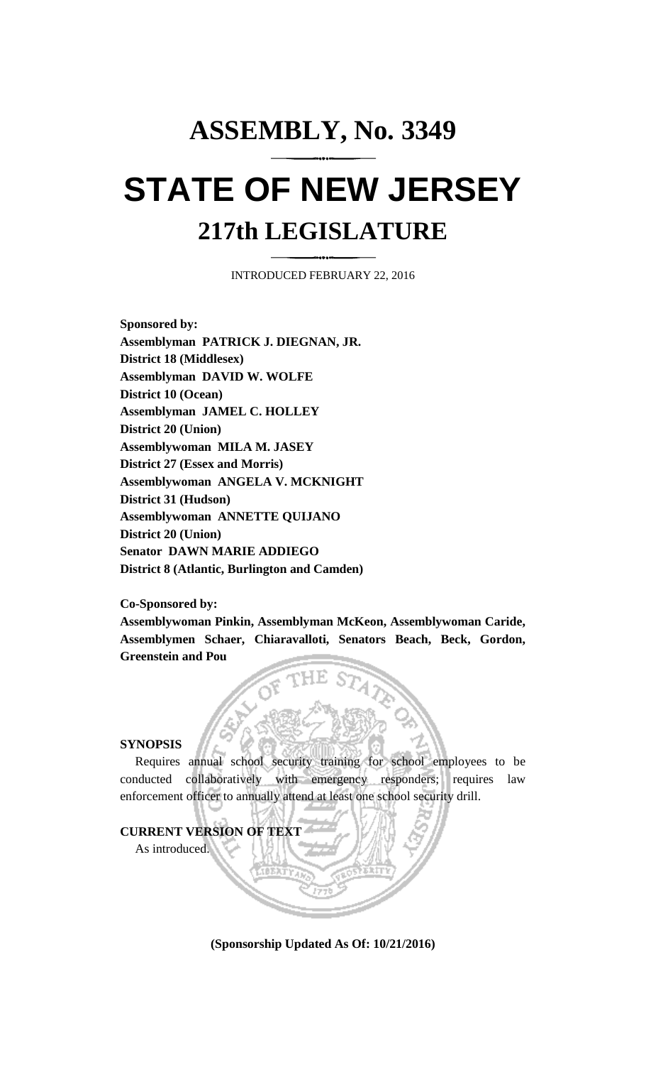# ASSEMBLY, No. 3349

# STATE OF NEW JERSEY

## 217th LEGISLATURE

INTRODUCED FEBRUARY 22, 2016

**Sponsored by:**
**Assemblyman PATRICK J. DIEGNAN, JR.**
**District 18 (Middlesex)**
**Assemblyman DAVID W. WOLFE**
**District 10 (Ocean)**
**Assemblyman JAMEL C. HOLLEY**
**District 20 (Union)**
**Assemblywoman MILA M. JASEY**
**District 27 (Essex and Morris)**
**Assemblywoman ANGELA V. MCKNIGHT**
**District 31 (Hudson)**
**Assemblywoman ANNETTE QUIJANO**
**District 20 (Union)**
**Senator DAWN MARIE ADDIEGO**
**District 8 (Atlantic, Burlington and Camden)**

**Co-Sponsored by:**
**Assemblywoman Pinkin, Assemblyman McKeon, Assemblywoman Caride, Assemblymen Schaer, Chiaravalloti, Senators Beach, Beck, Gordon, Greenstein and Pou**

**SYNOPSIS**

Requires annual school security training for school employees to be conducted collaboratively with emergency responders; requires law enforcement officer to annually attend at least one school security drill.

**CURRENT VERSION OF TEXT**

As introduced.

**(Sponsorship Updated As Of: 10/21/2016)**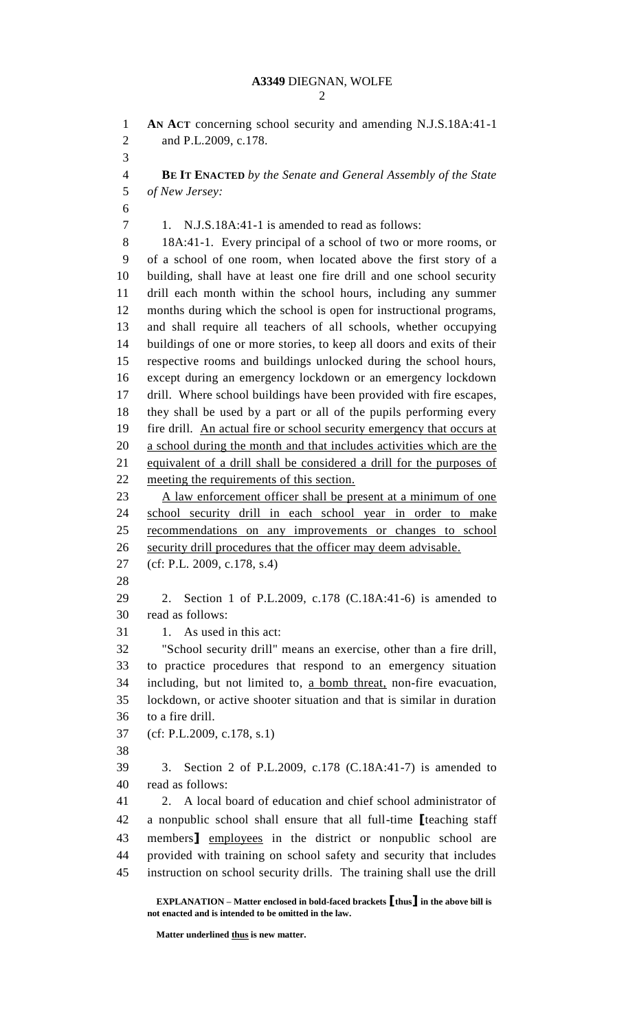**AN ACT** concerning school security and amending N.J.S.18A:41-1 and P.L.2009, c.178.

**BE IT ENACTED** *by the Senate and General Assembly of the State of New Jersey:*

1. N.J.S.18A:41-1 is amended to read as follows:

18A:41-1. Every principal of a school of two or more rooms, or of a school of one room, when located above the first story of a building, shall have at least one fire drill and one school security drill each month within the school hours, including any summer months during which the school is open for instructional programs, and shall require all teachers of all schools, whether occupying buildings of one or more stories, to keep all doors and exits of their respective rooms and buildings unlocked during the school hours, except during an emergency lockdown or an emergency lockdown drill. Where school buildings have been provided with fire escapes, they shall be used by a part or all of the pupils performing every fire drill. <u>An actual fire or school security emergency that occurs at a school during the month and that includes activities which are the equivalent of a drill shall be considered a drill for the purposes of meeting the requirements of this section.</u>

<u>A law enforcement officer shall be present at a minimum of one school security drill in each school year in order to make recommendations on any improvements or changes to school security drill procedures that the officer may deem advisable.</u>

(cf: P.L. 2009, c.178, s.4)

2. Section 1 of P.L.2009, c.178 (C.18A:41-6) is amended to read as follows:

1. As used in this act:

"School security drill" means an exercise, other than a fire drill, to practice procedures that respond to an emergency situation including, but not limited to, <u>a bomb threat,</u> non-fire evacuation, lockdown, or active shooter situation and that is similar in duration to a fire drill.

(cf: P.L.2009, c.178, s.1)

3. Section 2 of P.L.2009, c.178 (C.18A:41-7) is amended to read as follows:

2. A local board of education and chief school administrator of a nonpublic school shall ensure that all full-time **[**teaching staff members**]** <u>employees</u> in the district or nonpublic school are provided with training on school safety and security that includes instruction on school security drills. The training shall use the drill

**EXPLANATION – Matter enclosed in bold-faced brackets [thus] in the above bill is not enacted and is intended to be omitted in the law.**

**Matter underlined <u>thus</u> is new matter.**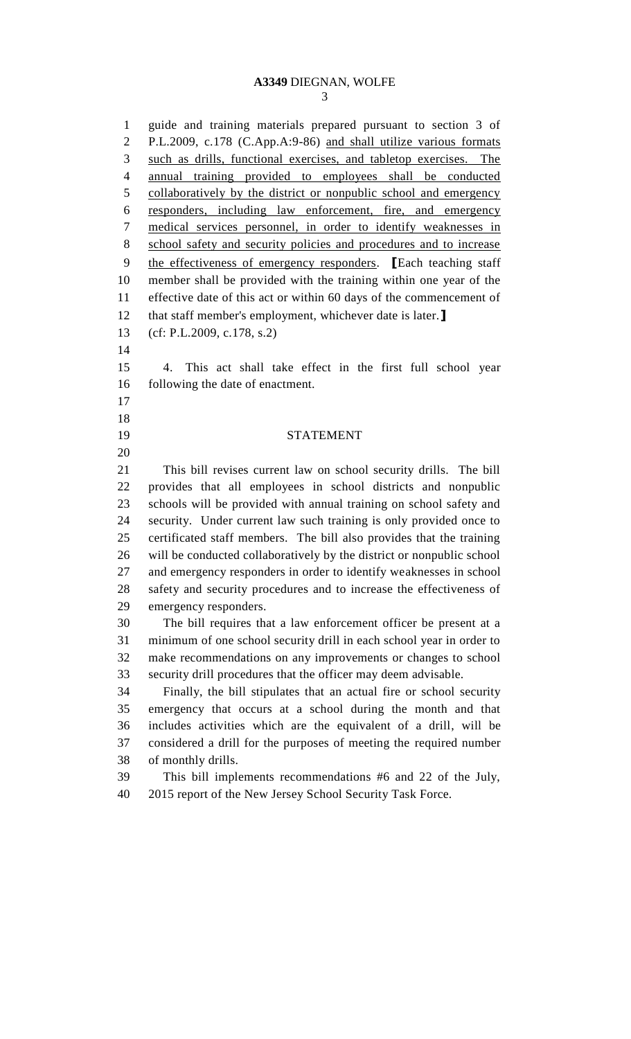guide and training materials prepared pursuant to section 3 of P.L.2009, c.178 (C.App.A:9-86) and shall utilize various formats such as drills, functional exercises, and tabletop exercises. The annual training provided to employees shall be conducted collaboratively by the district or nonpublic school and emergency responders, including law enforcement, fire, and emergency medical services personnel, in order to identify weaknesses in school safety and security policies and procedures and to increase the effectiveness of emergency responders. [Each teaching staff member shall be provided with the training within one year of the effective date of this act or within 60 days of the commencement of that staff member's employment, whichever date is later.]

(cf: P.L.2009, c.178, s.2)

4. This act shall take effect in the first full school year following the date of enactment.

## STATEMENT

This bill revises current law on school security drills. The bill provides that all employees in school districts and nonpublic schools will be provided with annual training on school safety and security. Under current law such training is only provided once to certificated staff members. The bill also provides that the training will be conducted collaboratively by the district or nonpublic school and emergency responders in order to identify weaknesses in school safety and security procedures and to increase the effectiveness of emergency responders.

The bill requires that a law enforcement officer be present at a minimum of one school security drill in each school year in order to make recommendations on any improvements or changes to school security drill procedures that the officer may deem advisable.

Finally, the bill stipulates that an actual fire or school security emergency that occurs at a school during the month and that includes activities which are the equivalent of a drill, will be considered a drill for the purposes of meeting the required number of monthly drills.

This bill implements recommendations #6 and 22 of the July, 2015 report of the New Jersey School Security Task Force.